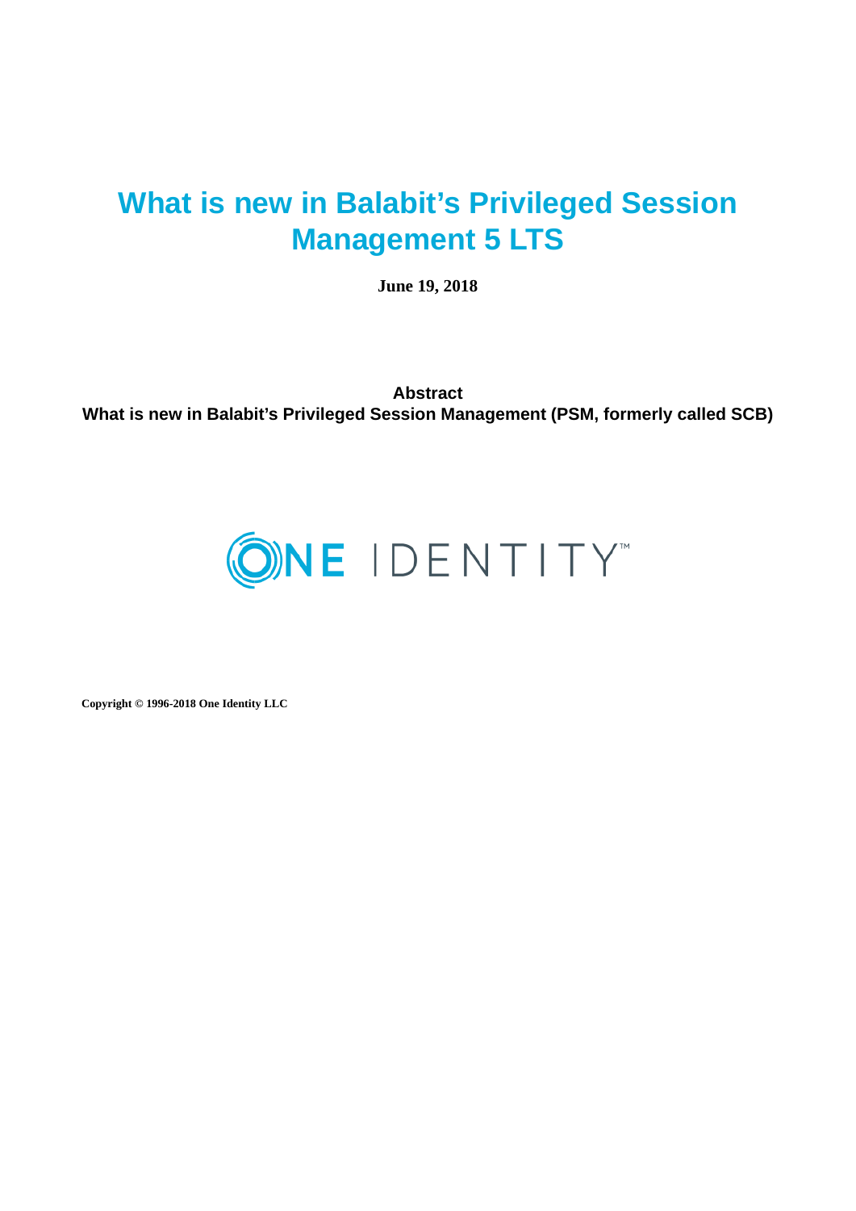# What is new in Balabit's Privileged Session Management 5 LTS

**June 19, 2018**

**Abstract**

**What is new in Balabit's Privileged Session Management (PSM, formerly called SCB)**

ONE IDENTITY™

**Copyright © 1996-2018 One Identity LLC**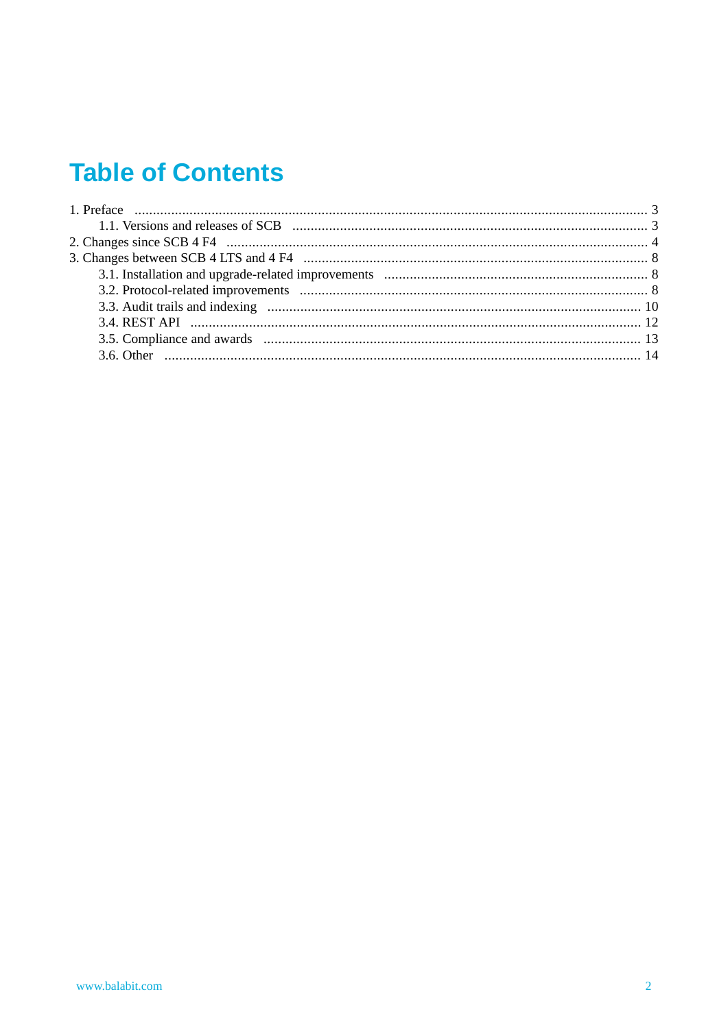# Table of Contents

1. Preface ..... 3
    - 1.1. Versions and releases of SCB ..... 3
2. Changes since SCB 4 F4 ..... 4
3. Changes between SCB 4 LTS and 4 F4 ..... 8
    - 3.1. Installation and upgrade-related improvements ..... 8
    - 3.2. Protocol-related improvements ..... 8
    - 3.3. Audit trails and indexing ..... 10
    - 3.4. REST API ..... 12
    - 3.5. Compliance and awards ..... 13
    - 3.6. Other ..... 14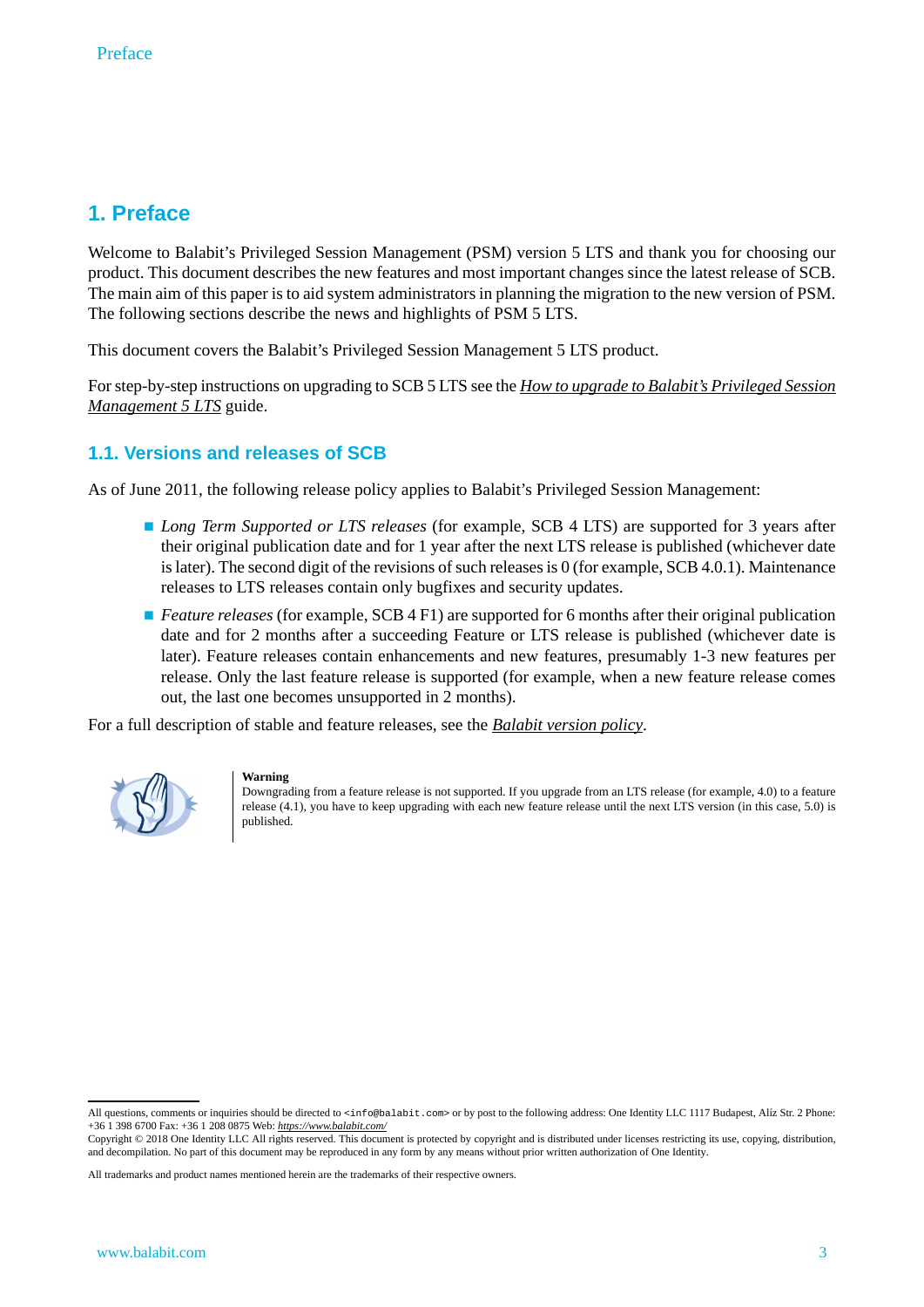# 1. Preface

Welcome to Balabit's Privileged Session Management (PSM) version 5 LTS and thank you for choosing our product. This document describes the new features and most important changes since the latest release of SCB. The main aim of this paper is to aid system administrators in planning the migration to the new version of PSM. The following sections describe the news and highlights of PSM 5 LTS.

This document covers the Balabit's Privileged Session Management 5 LTS product.

For step-by-step instructions on upgrading to SCB 5 LTS see the *How to upgrade to Balabit's Privileged Session Management 5 LTS* guide.

## 1.1. Versions and releases of SCB

As of June 2011, the following release policy applies to Balabit's Privileged Session Management:

- *Long Term Supported or LTS releases* (for example, SCB 4 LTS) are supported for 3 years after their original publication date and for 1 year after the next LTS release is published (whichever date is later). The second digit of the revisions of such releases is 0 (for example, SCB 4.0.1). Maintenance releases to LTS releases contain only bugfixes and security updates.
- *Feature releases* (for example, SCB 4 F1) are supported for 6 months after their original publication date and for 2 months after a succeeding Feature or LTS release is published (whichever date is later). Feature releases contain enhancements and new features, presumably 1-3 new features per release. Only the last feature release is supported (for example, when a new feature release comes out, the last one becomes unsupported in 2 months).

For a full description of stable and feature releases, see the *Balabit version policy*.

**Warning**

Downgrading from a feature release is not supported. If you upgrade from an LTS release (for example, 4.0) to a feature release (4.1), you have to keep upgrading with each new feature release until the next LTS version (in this case, 5.0) is published.

All questions, comments or inquiries should be directed to `<info@balabit.com>` or by post to the following address: One Identity LLC 1117 Budapest, Alíz Str. 2 Phone: +36 1 398 6700 Fax: +36 1 208 0875 Web: *https://www.balabit.com/*

Copyright © 2018 One Identity LLC All rights reserved. This document is protected by copyright and is distributed under licenses restricting its use, copying, distribution, and decompilation. No part of this document may be reproduced in any form by any means without prior written authorization of One Identity.

All trademarks and product names mentioned herein are the trademarks of their respective owners.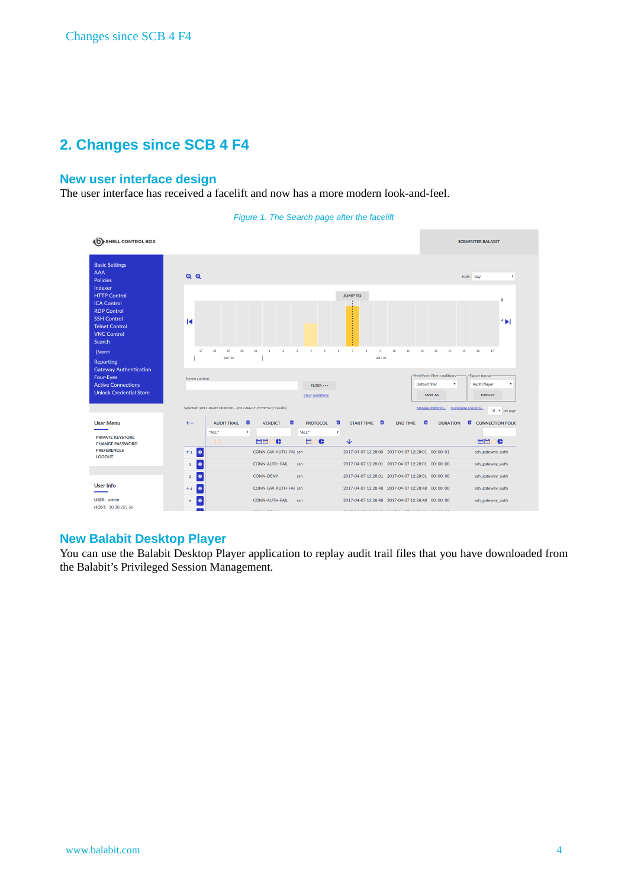## 2. Changes since SCB 4 F4

### New user interface design

The user interface has received a facelift and now has a more modern look-and-feel.

*Figure 1. The Search page after the facelift*

### New Balabit Desktop Player

You can use the Balabit Desktop Player application to replay audit trail files that you have downloaded from the Balabit's Privileged Session Management.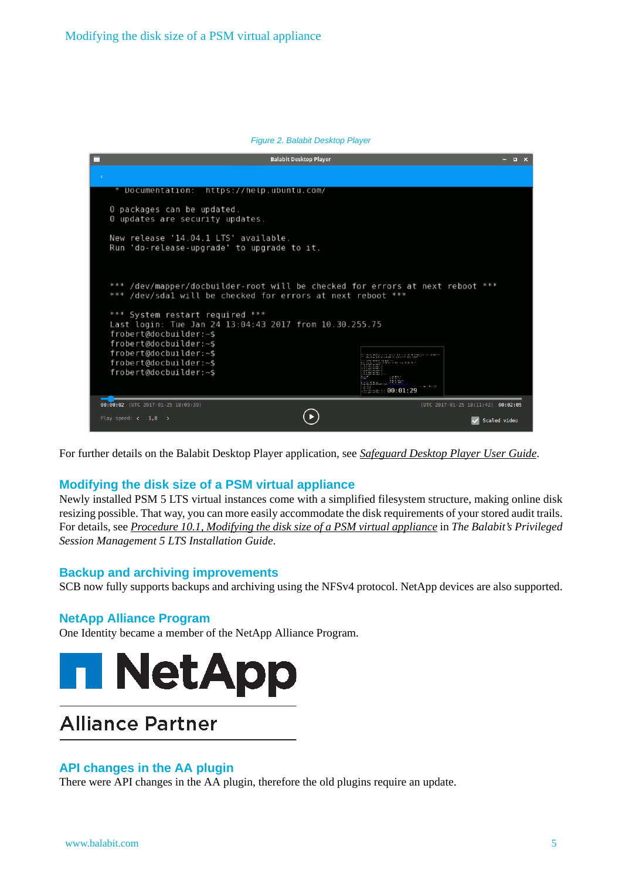Figure 2. Balabit Desktop Player

For further details on the Balabit Desktop Player application, see *Safeguard Desktop Player User Guide*.

## Modifying the disk size of a PSM virtual appliance

Newly installed PSM 5 LTS virtual instances come with a simplified filesystem structure, making online disk resizing possible. That way, you can more easily accommodate the disk requirements of your stored audit trails. For details, see *Procedure 10.1, Modifying the disk size of a PSM virtual appliance* in *The Balabit's Privileged Session Management 5 LTS Installation Guide*.

## Backup and archiving improvements

SCB now fully supports backups and archiving using the NFSv4 protocol. NetApp devices are also supported.

## NetApp Alliance Program

One Identity became a member of the NetApp Alliance Program.

NetApp

Alliance Partner

## API changes in the AA plugin

There were API changes in the AA plugin, therefore the old plugins require an update.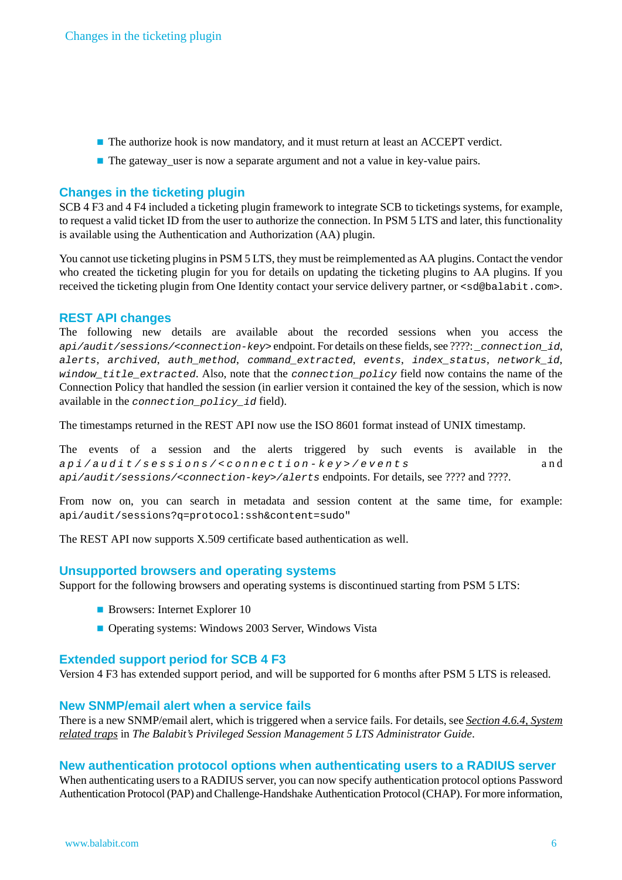- The authorize hook is now mandatory, and it must return at least an ACCEPT verdict.
- The gateway_user is now a separate argument and not a value in key-value pairs.

## Changes in the ticketing plugin

SCB 4 F3 and 4 F4 included a ticketing plugin framework to integrate SCB to ticketings systems, for example, to request a valid ticket ID from the user to authorize the connection. In PSM 5 LTS and later, this functionality is available using the Authentication and Authorization (AA) plugin.

You cannot use ticketing plugins in PSM 5 LTS, they must be reimplemented as AA plugins. Contact the vendor who created the ticketing plugin for you for details on updating the ticketing plugins to AA plugins. If you received the ticketing plugin from One Identity contact your service delivery partner, or `<sd@balabit.com>`.

## REST API changes

The following new details are available about the recorded sessions when you access the *`api/audit/sessions/<connection-key>`* endpoint. For details on these fields, see ????: *`_connection_id`*, *`alerts`*, *`archived`*, *`auth_method`*, *`command_extracted`*, *`events`*, *`index_status`*, *`network_id`*, *`window_title_extracted`*. Also, note that the *`connection_policy`* field now contains the name of the Connection Policy that handled the session (in earlier version it contained the key of the session, which is now available in the *`connection_policy_id`* field).

The timestamps returned in the REST API now use the ISO 8601 format instead of UNIX timestamp.

The events of a session and the alerts triggered by such events is available in the *`api/audit/sessions/<connection-key>/events`* and *`api/audit/sessions/<connection-key>/alerts`* endpoints. For details, see ???? and ????.

From now on, you can search in metadata and session content at the same time, for example: `api/audit/sessions?q=protocol:ssh&content=sudo"`

The REST API now supports X.509 certificate based authentication as well.

## Unsupported browsers and operating systems

Support for the following browsers and operating systems is discontinued starting from PSM 5 LTS:

- Browsers: Internet Explorer 10
- Operating systems: Windows 2003 Server, Windows Vista

## Extended support period for SCB 4 F3

Version 4 F3 has extended support period, and will be supported for 6 months after PSM 5 LTS is released.

## New SNMP/email alert when a service fails

There is a new SNMP/email alert, which is triggered when a service fails. For details, see *Section 4.6.4, System related traps* in *The Balabit's Privileged Session Management 5 LTS Administrator Guide*.

## New authentication protocol options when authenticating users to a RADIUS server

When authenticating users to a RADIUS server, you can now specify authentication protocol options Password Authentication Protocol (PAP) and Challenge-Handshake Authentication Protocol (CHAP). For more information,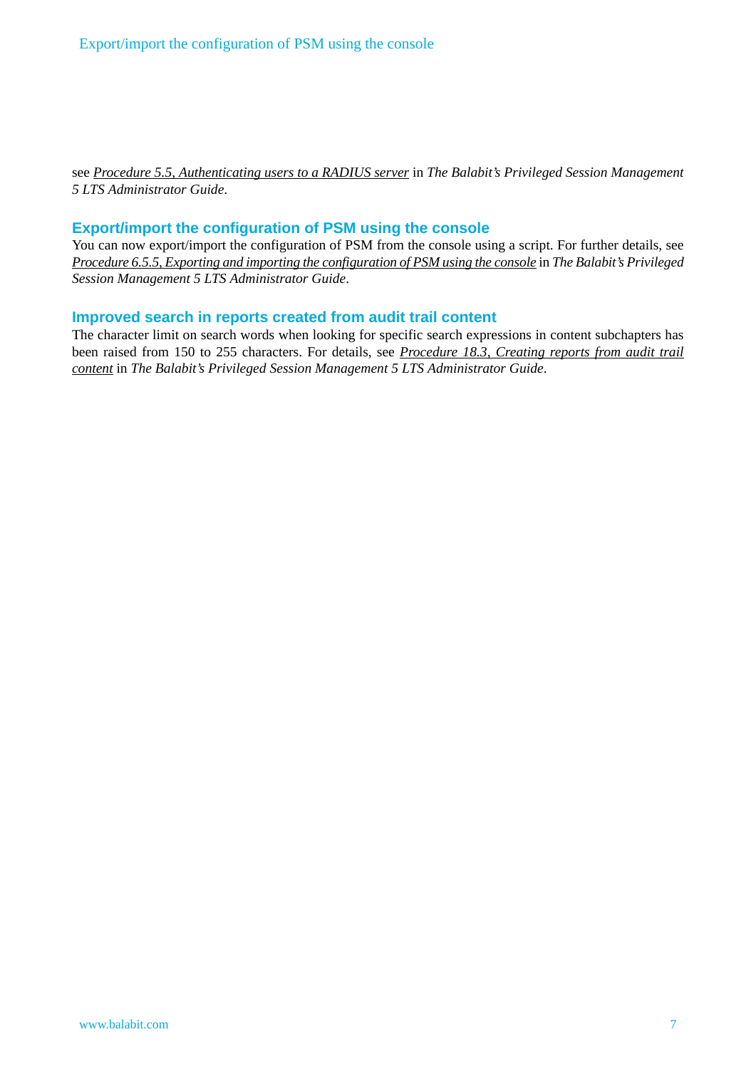see *Procedure 5.5, Authenticating users to a RADIUS server* in *The Balabit's Privileged Session Management 5 LTS Administrator Guide*.

## Export/import the configuration of PSM using the console

You can now export/import the configuration of PSM from the console using a script. For further details, see *Procedure 6.5.5, Exporting and importing the configuration of PSM using the console* in *The Balabit's Privileged Session Management 5 LTS Administrator Guide*.

## Improved search in reports created from audit trail content

The character limit on search words when looking for specific search expressions in content subchapters has been raised from 150 to 255 characters. For details, see *Procedure 18.3, Creating reports from audit trail content* in *The Balabit's Privileged Session Management 5 LTS Administrator Guide*.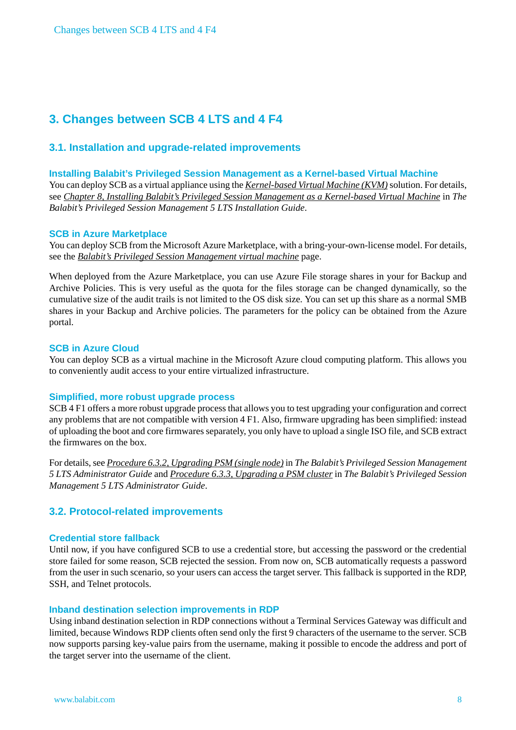# 3. Changes between SCB 4 LTS and 4 F4

## 3.1. Installation and upgrade-related improvements

### Installing Balabit's Privileged Session Management as a Kernel-based Virtual Machine

You can deploy SCB as a virtual appliance using the *Kernel-based Virtual Machine (KVM)* solution. For details, see *Chapter 8, Installing Balabit's Privileged Session Management as a Kernel-based Virtual Machine* in *The Balabit's Privileged Session Management 5 LTS Installation Guide*.

### SCB in Azure Marketplace

You can deploy SCB from the Microsoft Azure Marketplace, with a bring-your-own-license model. For details, see the *Balabit's Privileged Session Management virtual machine* page.

When deployed from the Azure Marketplace, you can use Azure File storage shares in your for Backup and Archive Policies. This is very useful as the quota for the files storage can be changed dynamically, so the cumulative size of the audit trails is not limited to the OS disk size. You can set up this share as a normal SMB shares in your Backup and Archive policies. The parameters for the policy can be obtained from the Azure portal.

### SCB in Azure Cloud

You can deploy SCB as a virtual machine in the Microsoft Azure cloud computing platform. This allows you to conveniently audit access to your entire virtualized infrastructure.

### Simplified, more robust upgrade process

SCB 4 F1 offers a more robust upgrade process that allows you to test upgrading your configuration and correct any problems that are not compatible with version 4 F1. Also, firmware upgrading has been simplified: instead of uploading the boot and core firmwares separately, you only have to upload a single ISO file, and SCB extract the firmwares on the box.

For details, see *Procedure 6.3.2, Upgrading PSM (single node)* in *The Balabit's Privileged Session Management 5 LTS Administrator Guide* and *Procedure 6.3.3, Upgrading a PSM cluster* in *The Balabit's Privileged Session Management 5 LTS Administrator Guide*.

## 3.2. Protocol-related improvements

### Credential store fallback

Until now, if you have configured SCB to use a credential store, but accessing the password or the credential store failed for some reason, SCB rejected the session. From now on, SCB automatically requests a password from the user in such scenario, so your users can access the target server. This fallback is supported in the RDP, SSH, and Telnet protocols.

### Inband destination selection improvements in RDP

Using inband destination selection in RDP connections without a Terminal Services Gateway was difficult and limited, because Windows RDP clients often send only the first 9 characters of the username to the server. SCB now supports parsing key-value pairs from the username, making it possible to encode the address and port of the target server into the username of the client.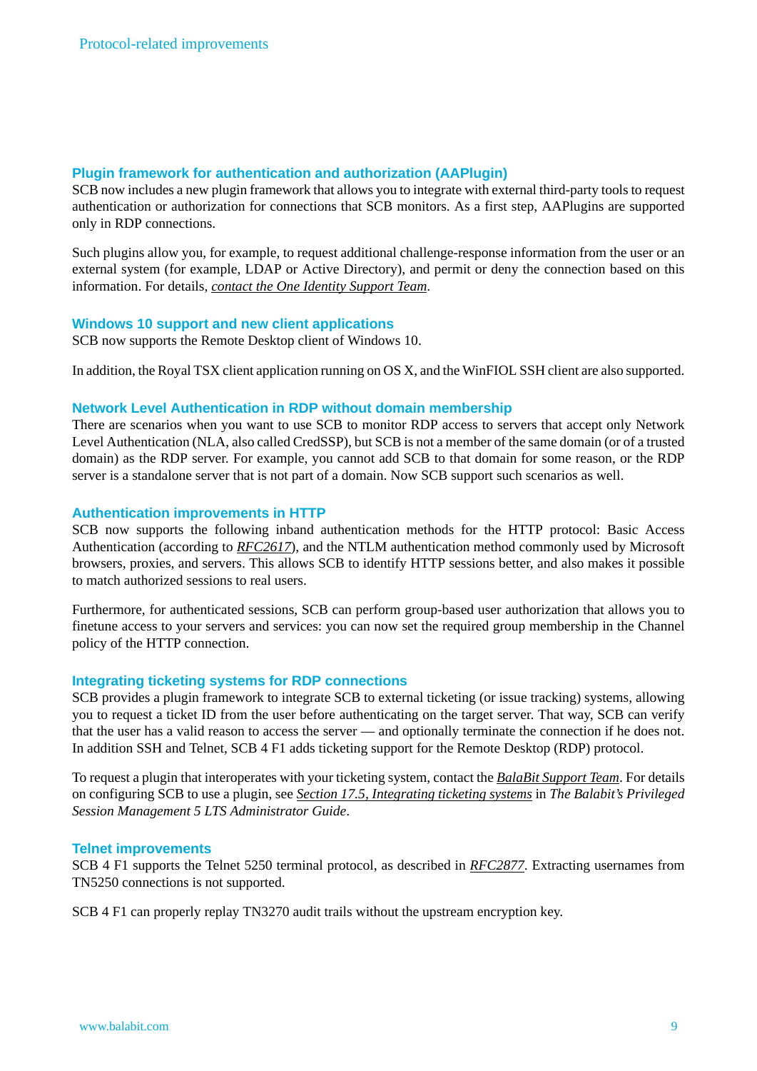### Plugin framework for authentication and authorization (AAPlugin)

SCB now includes a new plugin framework that allows you to integrate with external third-party tools to request authentication or authorization for connections that SCB monitors. As a first step, AAPlugins are supported only in RDP connections.

Such plugins allow you, for example, to request additional challenge-response information from the user or an external system (for example, LDAP or Active Directory), and permit or deny the connection based on this information. For details, *contact the One Identity Support Team*.

### Windows 10 support and new client applications

SCB now supports the Remote Desktop client of Windows 10.

In addition, the Royal TSX client application running on OS X, and the WinFIOL SSH client are also supported.

### Network Level Authentication in RDP without domain membership

There are scenarios when you want to use SCB to monitor RDP access to servers that accept only Network Level Authentication (NLA, also called CredSSP), but SCB is not a member of the same domain (or of a trusted domain) as the RDP server. For example, you cannot add SCB to that domain for some reason, or the RDP server is a standalone server that is not part of a domain. Now SCB support such scenarios as well.

### Authentication improvements in HTTP

SCB now supports the following inband authentication methods for the HTTP protocol: Basic Access Authentication (according to *RFC2617*), and the NTLM authentication method commonly used by Microsoft browsers, proxies, and servers. This allows SCB to identify HTTP sessions better, and also makes it possible to match authorized sessions to real users.

Furthermore, for authenticated sessions, SCB can perform group-based user authorization that allows you to finetune access to your servers and services: you can now set the required group membership in the Channel policy of the HTTP connection.

### Integrating ticketing systems for RDP connections

SCB provides a plugin framework to integrate SCB to external ticketing (or issue tracking) systems, allowing you to request a ticket ID from the user before authenticating on the target server. That way, SCB can verify that the user has a valid reason to access the server — and optionally terminate the connection if he does not. In addition SSH and Telnet, SCB 4 F1 adds ticketing support for the Remote Desktop (RDP) protocol.

To request a plugin that interoperates with your ticketing system, contact the *BalaBit Support Team*. For details on configuring SCB to use a plugin, see *Section 17.5, Integrating ticketing systems* in *The Balabit's Privileged Session Management 5 LTS Administrator Guide*.

### Telnet improvements

SCB 4 F1 supports the Telnet 5250 terminal protocol, as described in *RFC2877*. Extracting usernames from TN5250 connections is not supported.

SCB 4 F1 can properly replay TN3270 audit trails without the upstream encryption key.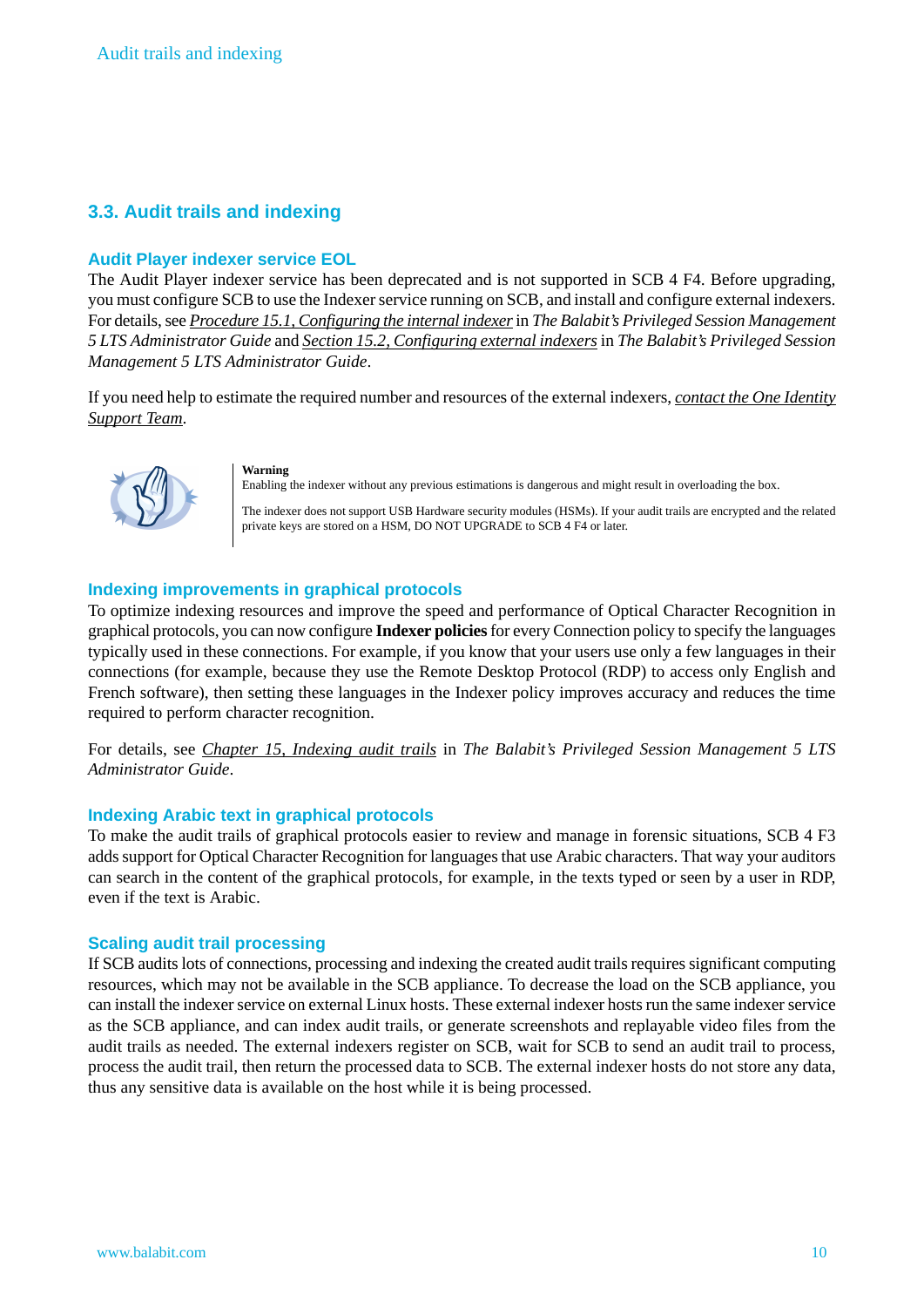## 3.3. Audit trails and indexing

### Audit Player indexer service EOL

The Audit Player indexer service has been deprecated and is not supported in SCB 4 F4. Before upgrading, you must configure SCB to use the Indexer service running on SCB, and install and configure external indexers. For details, see *Procedure 15.1, Configuring the internal indexer* in *The Balabit's Privileged Session Management 5 LTS Administrator Guide* and *Section 15.2, Configuring external indexers* in *The Balabit's Privileged Session Management 5 LTS Administrator Guide*.

If you need help to estimate the required number and resources of the external indexers, *contact the One Identity Support Team*.

**Warning**

Enabling the indexer without any previous estimations is dangerous and might result in overloading the box.

The indexer does not support USB Hardware security modules (HSMs). If your audit trails are encrypted and the related private keys are stored on a HSM, DO NOT UPGRADE to SCB 4 F4 or later.

### Indexing improvements in graphical protocols

To optimize indexing resources and improve the speed and performance of Optical Character Recognition in graphical protocols, you can now configure **Indexer policies** for every Connection policy to specify the languages typically used in these connections. For example, if you know that your users use only a few languages in their connections (for example, because they use the Remote Desktop Protocol (RDP) to access only English and French software), then setting these languages in the Indexer policy improves accuracy and reduces the time required to perform character recognition.

For details, see *Chapter 15, Indexing audit trails* in *The Balabit's Privileged Session Management 5 LTS Administrator Guide*.

### Indexing Arabic text in graphical protocols

To make the audit trails of graphical protocols easier to review and manage in forensic situations, SCB 4 F3 adds support for Optical Character Recognition for languages that use Arabic characters. That way your auditors can search in the content of the graphical protocols, for example, in the texts typed or seen by a user in RDP, even if the text is Arabic.

### Scaling audit trail processing

If SCB audits lots of connections, processing and indexing the created audit trails requires significant computing resources, which may not be available in the SCB appliance. To decrease the load on the SCB appliance, you can install the indexer service on external Linux hosts. These external indexer hosts run the same indexer service as the SCB appliance, and can index audit trails, or generate screenshots and replayable video files from the audit trails as needed. The external indexers register on SCB, wait for SCB to send an audit trail to process, process the audit trail, then return the processed data to SCB. The external indexer hosts do not store any data, thus any sensitive data is available on the host while it is being processed.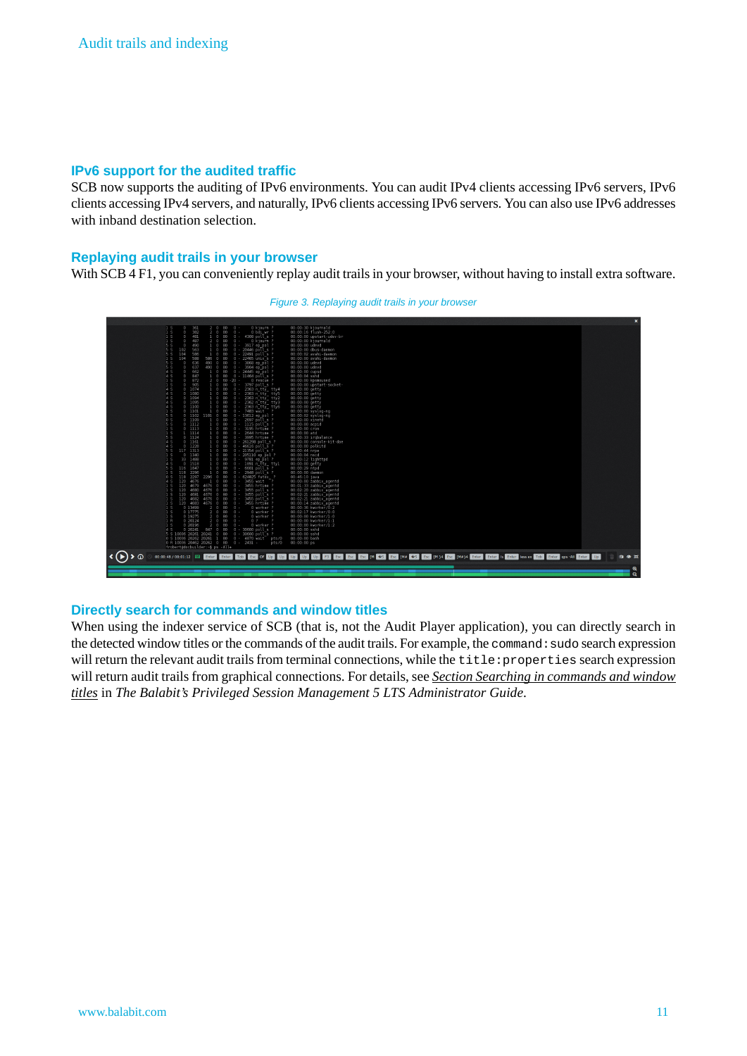## IPv6 support for the audited traffic

SCB now supports the auditing of IPv6 environments. You can audit IPv4 clients accessing IPv6 servers, IPv6 clients accessing IPv4 servers, and naturally, IPv6 clients accessing IPv6 servers. You can also use IPv6 addresses with inband destination selection.

## Replaying audit trails in your browser

With SCB 4 F1, you can conveniently replay audit trails in your browser, without having to install extra software.

*Figure 3. Replaying audit trails in your browser*

## Directly search for commands and window titles

When using the indexer service of SCB (that is, not the Audit Player application), you can directly search in the detected window titles or the commands of the audit trails. For example, the `command:sudo` search expression will return the relevant audit trails from terminal connections, while the `title:properties` search expression will return audit trails from graphical connections. For details, see *Section Searching in commands and window titles* in *The Balabit's Privileged Session Management 5 LTS Administrator Guide*.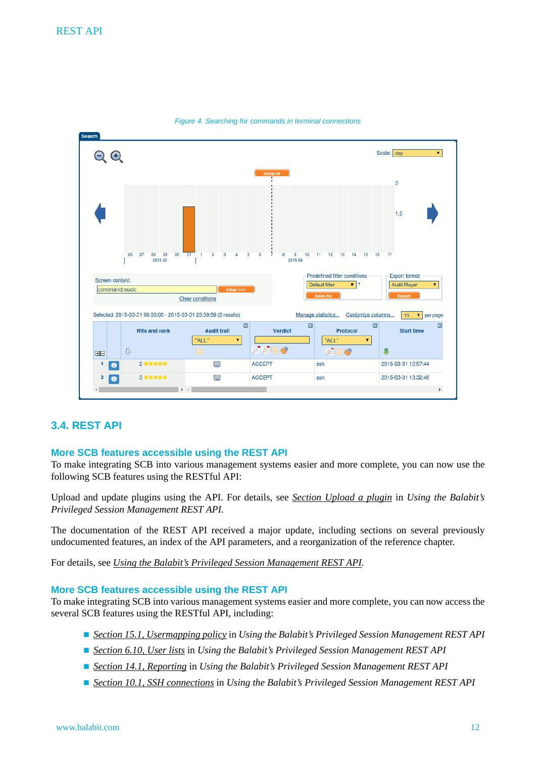Figure 4. Searching for commands in terminal connections

## 3.4. REST API

### More SCB features accessible using the REST API

To make integrating SCB into various management systems easier and more complete, you can now use the following SCB features using the RESTful API:

Upload and update plugins using the API. For details, see Section Upload a plugin in *Using the Balabit's Privileged Session Management REST API*.

The documentation of the REST API received a major update, including sections on several previously undocumented features, an index of the API parameters, and a reorganization of the reference chapter.

For details, see *Using the Balabit's Privileged Session Management REST API*.

### More SCB features accessible using the REST API

To make integrating SCB into various management systems easier and more complete, you can now access the several SCB features using the RESTful API, including:

- Section 15.1, Usermapping policy in *Using the Balabit's Privileged Session Management REST API*
- Section 6.10, User lists in *Using the Balabit's Privileged Session Management REST API*
- Section 14.1, Reporting in *Using the Balabit's Privileged Session Management REST API*
- Section 10.1, SSH connections in *Using the Balabit's Privileged Session Management REST API*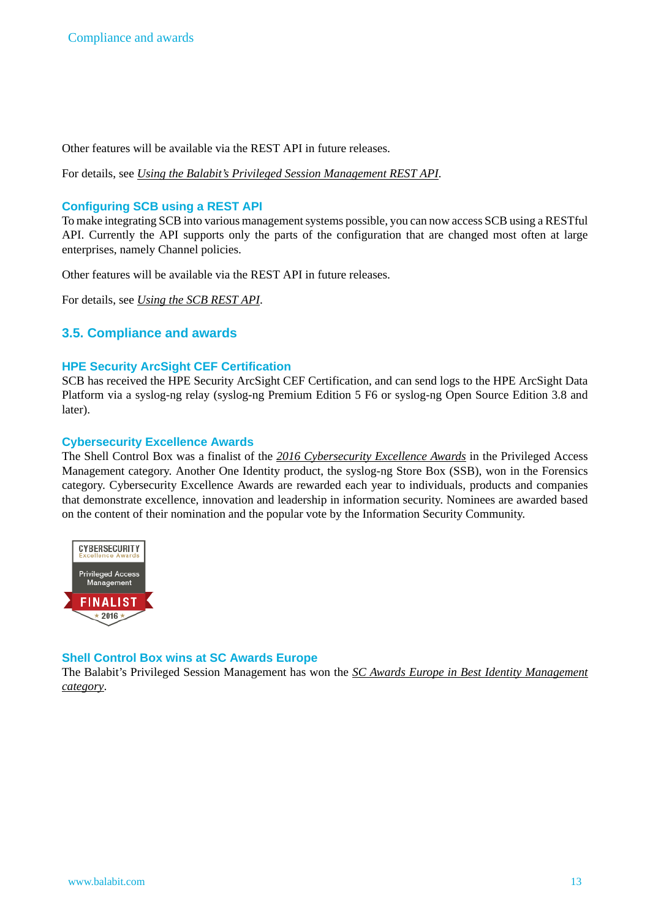Other features will be available via the REST API in future releases.

For details, see *Using the Balabit's Privileged Session Management REST API*.

### Configuring SCB using a REST API

To make integrating SCB into various management systems possible, you can now access SCB using a RESTful API. Currently the API supports only the parts of the configuration that are changed most often at large enterprises, namely Channel policies.

Other features will be available via the REST API in future releases.

For details, see *Using the SCB REST API*.

## 3.5. Compliance and awards

### HPE Security ArcSight CEF Certification

SCB has received the HPE Security ArcSight CEF Certification, and can send logs to the HPE ArcSight Data Platform via a syslog-ng relay (syslog-ng Premium Edition 5 F6 or syslog-ng Open Source Edition 3.8 and later).

### Cybersecurity Excellence Awards

The Shell Control Box was a finalist of the *2016 Cybersecurity Excellence Awards* in the Privileged Access Management category. Another One Identity product, the syslog-ng Store Box (SSB), won in the Forensics category. Cybersecurity Excellence Awards are rewarded each year to individuals, products and companies that demonstrate excellence, innovation and leadership in information security. Nominees are awarded based on the content of their nomination and the popular vote by the Information Security Community.

CYBERSECURITY Excellence Awards
Privileged Access Management
FINALIST
2016

### Shell Control Box wins at SC Awards Europe

The Balabit's Privileged Session Management has won the *SC Awards Europe in Best Identity Management category*.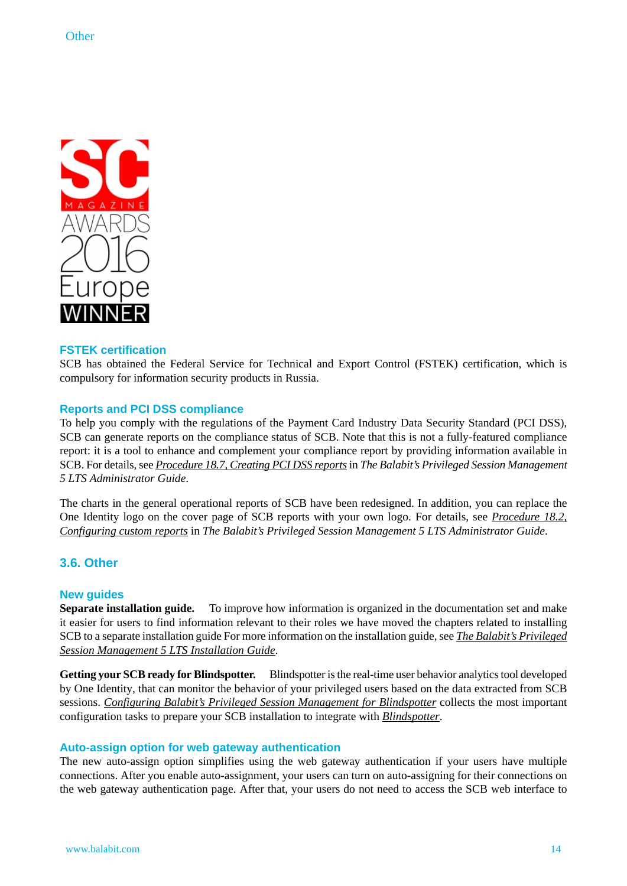### FSTEK certification

SCB has obtained the Federal Service for Technical and Export Control (FSTEK) certification, which is compulsory for information security products in Russia.

### Reports and PCI DSS compliance

To help you comply with the regulations of the Payment Card Industry Data Security Standard (PCI DSS), SCB can generate reports on the compliance status of SCB. Note that this is not a fully-featured compliance report: it is a tool to enhance and complement your compliance report by providing information available in SCB. For details, see *Procedure 18.7, Creating PCI DSS reports* in *The Balabit's Privileged Session Management 5 LTS Administrator Guide*.

The charts in the general operational reports of SCB have been redesigned. In addition, you can replace the One Identity logo on the cover page of SCB reports with your own logo. For details, see *Procedure 18.2, Configuring custom reports* in *The Balabit's Privileged Session Management 5 LTS Administrator Guide*.

## 3.6. Other

### New guides

**Separate installation guide.** To improve how information is organized in the documentation set and make it easier for users to find information relevant to their roles we have moved the chapters related to installing SCB to a separate installation guide For more information on the installation guide, see *The Balabit's Privileged Session Management 5 LTS Installation Guide*.

**Getting your SCB ready for Blindspotter.** Blindspotter is the real-time user behavior analytics tool developed by One Identity, that can monitor the behavior of your privileged users based on the data extracted from SCB sessions. *Configuring Balabit's Privileged Session Management for Blindspotter* collects the most important configuration tasks to prepare your SCB installation to integrate with *Blindspotter*.

### Auto-assign option for web gateway authentication

The new auto-assign option simplifies using the web gateway authentication if your users have multiple connections. After you enable auto-assignment, your users can turn on auto-assigning for their connections on the web gateway authentication page. After that, your users do not need to access the SCB web interface to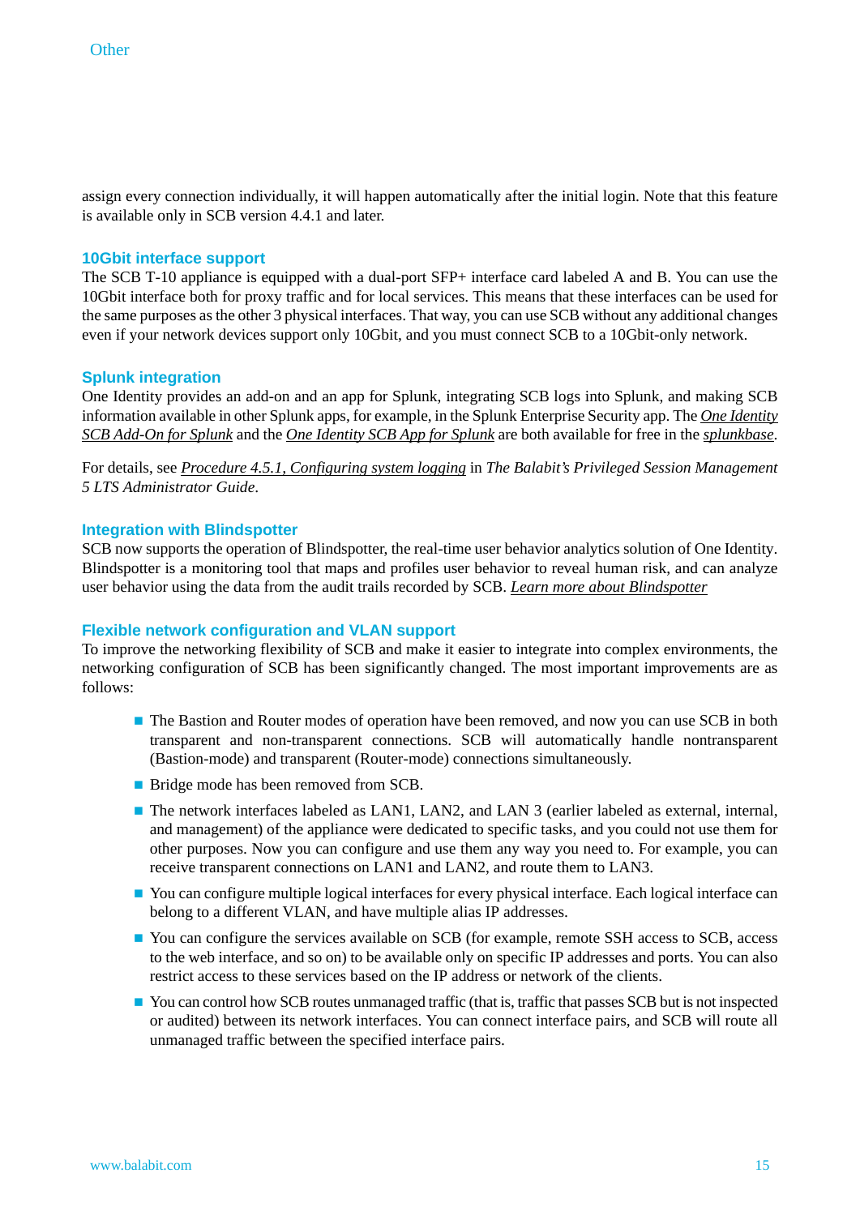assign every connection individually, it will happen automatically after the initial login. Note that this feature is available only in SCB version 4.4.1 and later.

### 10Gbit interface support

The SCB T-10 appliance is equipped with a dual-port SFP+ interface card labeled A and B. You can use the 10Gbit interface both for proxy traffic and for local services. This means that these interfaces can be used for the same purposes as the other 3 physical interfaces. That way, you can use SCB without any additional changes even if your network devices support only 10Gbit, and you must connect SCB to a 10Gbit-only network.

### Splunk integration

One Identity provides an add-on and an app for Splunk, integrating SCB logs into Splunk, and making SCB information available in other Splunk apps, for example, in the Splunk Enterprise Security app. The *One Identity SCB Add-On for Splunk* and the *One Identity SCB App for Splunk* are both available for free in the *splunkbase*.

For details, see *Procedure 4.5.1, Configuring system logging* in *The Balabit's Privileged Session Management 5 LTS Administrator Guide*.

### Integration with Blindspotter

SCB now supports the operation of Blindspotter, the real-time user behavior analytics solution of One Identity. Blindspotter is a monitoring tool that maps and profiles user behavior to reveal human risk, and can analyze user behavior using the data from the audit trails recorded by SCB. *Learn more about Blindspotter*

### Flexible network configuration and VLAN support

To improve the networking flexibility of SCB and make it easier to integrate into complex environments, the networking configuration of SCB has been significantly changed. The most important improvements are as follows:

- The Bastion and Router modes of operation have been removed, and now you can use SCB in both transparent and non-transparent connections. SCB will automatically handle nontransparent (Bastion-mode) and transparent (Router-mode) connections simultaneously.
- Bridge mode has been removed from SCB.
- The network interfaces labeled as LAN1, LAN2, and LAN 3 (earlier labeled as external, internal, and management) of the appliance were dedicated to specific tasks, and you could not use them for other purposes. Now you can configure and use them any way you need to. For example, you can receive transparent connections on LAN1 and LAN2, and route them to LAN3.
- You can configure multiple logical interfaces for every physical interface. Each logical interface can belong to a different VLAN, and have multiple alias IP addresses.
- You can configure the services available on SCB (for example, remote SSH access to SCB, access to the web interface, and so on) to be available only on specific IP addresses and ports. You can also restrict access to these services based on the IP address or network of the clients.
- You can control how SCB routes unmanaged traffic (that is, traffic that passes SCB but is not inspected or audited) between its network interfaces. You can connect interface pairs, and SCB will route all unmanaged traffic between the specified interface pairs.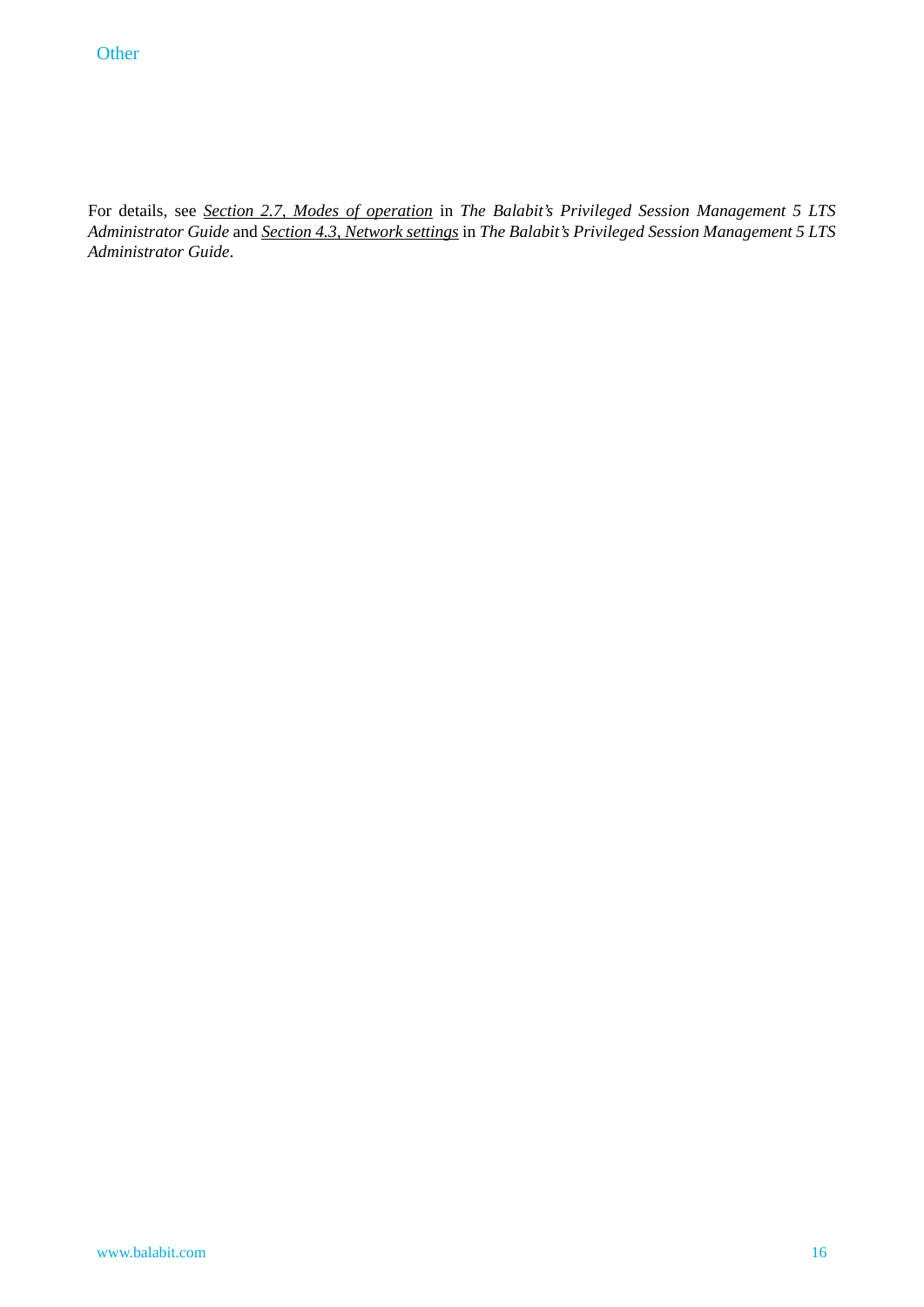For details, see *Section 2.7, Modes of operation* in *The Balabit's Privileged Session Management 5 LTS Administrator Guide* and *Section 4.3, Network settings* in *The Balabit's Privileged Session Management 5 LTS Administrator Guide*.